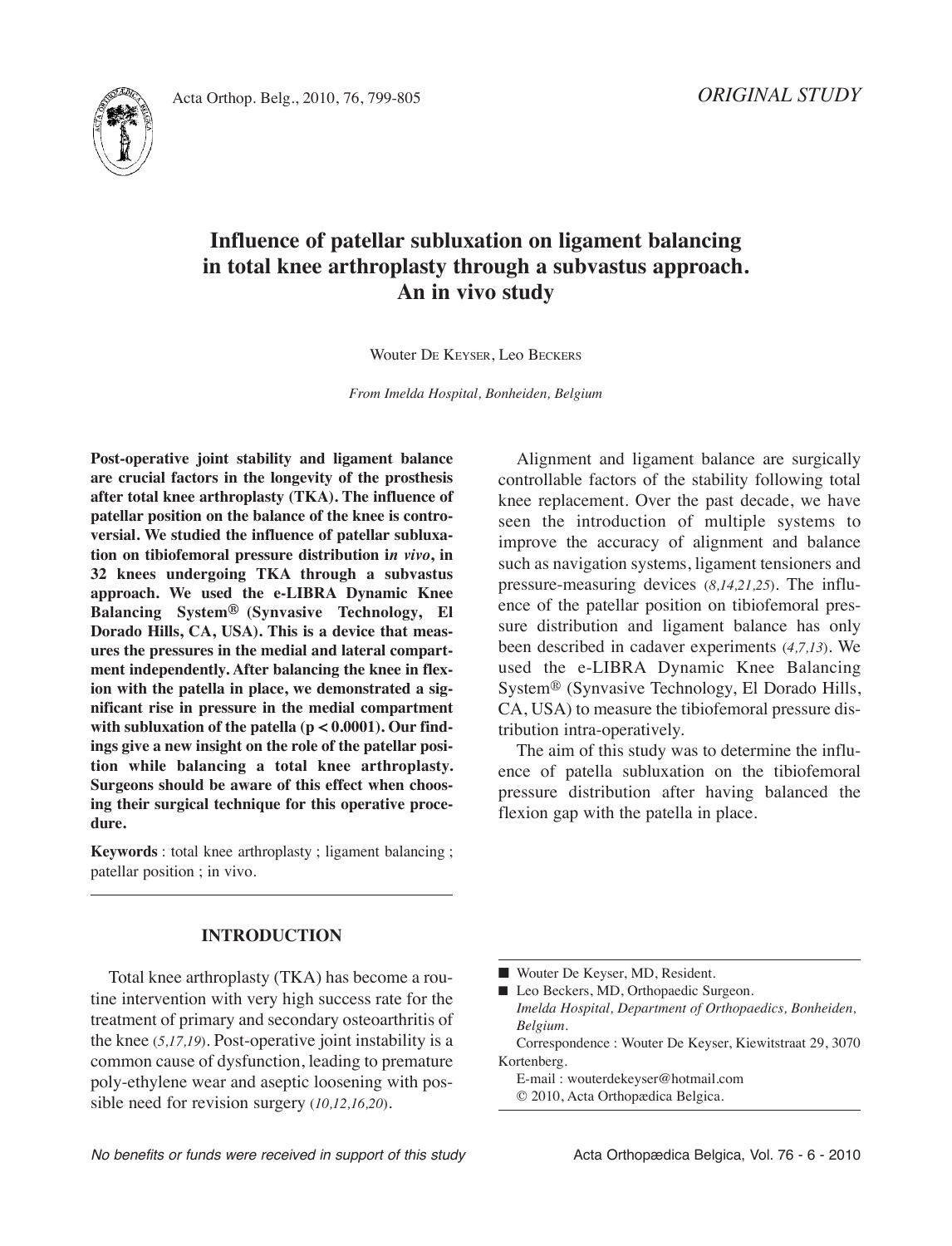ORIGINAL STUDY

# Influence of patellar subluxation on ligament balancing in total knee arthroplasty through a subvastus approach. An in vivo study

Wouter DE KEYSER, Leo BECKERS

*From Imelda Hospital, Bonheiden, Belgium*

**Post-operative joint stability and ligament balance are crucial factors in the longevity of the prosthesis after total knee arthroplasty (TKA). The influence of patellar position on the balance of the knee is controversial. We studied the influence of patellar subluxation on tibiofemoral pressure distribution i*n vivo*, in 32 knees undergoing TKA through a subvastus approach. We used the e-LIBRA Dynamic Knee Balancing System® (Synvasive Technology, El Dorado Hills, CA, USA). This is a device that measures the pressures in the medial and lateral compartment independently. After balancing the knee in flexion with the patella in place, we demonstrated a significant rise in pressure in the medial compartment with subluxation of the patella ($p < 0.0001$). Our findings give a new insight on the role of the patellar position while balancing a total knee arthroplasty. Surgeons should be aware of this effect when choosing their surgical technique for this operative procedure.**

**Keywords** : total knee arthroplasty ; ligament balancing ; patellar position ; in vivo.

## INTRODUCTION

Total knee arthroplasty (TKA) has become a routine intervention with very high success rate for the treatment of primary and secondary osteoarthritis of the knee (*5,17,19*). Post-operative joint instability is a common cause of dysfunction, leading to premature poly-ethylene wear and aseptic loosening with possible need for revision surgery (*10,12,16,20*).

Alignment and ligament balance are surgically controllable factors of the stability following total knee replacement. Over the past decade, we have seen the introduction of multiple systems to improve the accuracy of alignment and balance such as navigation systems, ligament tensioners and pressure-measuring devices (*8,14,21,25*). The influence of the patellar position on tibiofemoral pressure distribution and ligament balance has only been described in cadaver experiments (*4,7,13*). We used the e-LIBRA Dynamic Knee Balancing System® (Synvasive Technology, El Dorado Hills, CA, USA) to measure the tibiofemoral pressure distribution intra-operatively.

The aim of this study was to determine the influence of patella subluxation on the tibiofemoral pressure distribution after having balanced the flexion gap with the patella in place.

---

■ Wouter De Keyser, MD, Resident.

■ Leo Beckers, MD, Orthopaedic Surgeon.
*Imelda Hospital, Department of Orthopaedics, Bonheiden, Belgium.*

Correspondence : Wouter De Keyser, Kiewitstraat 29, 3070 Kortenberg.

E-mail : wouterdekeyser@hotmail.com

© 2010, Acta Orthopædica Belgica.

*No benefits or funds were received in support of this study*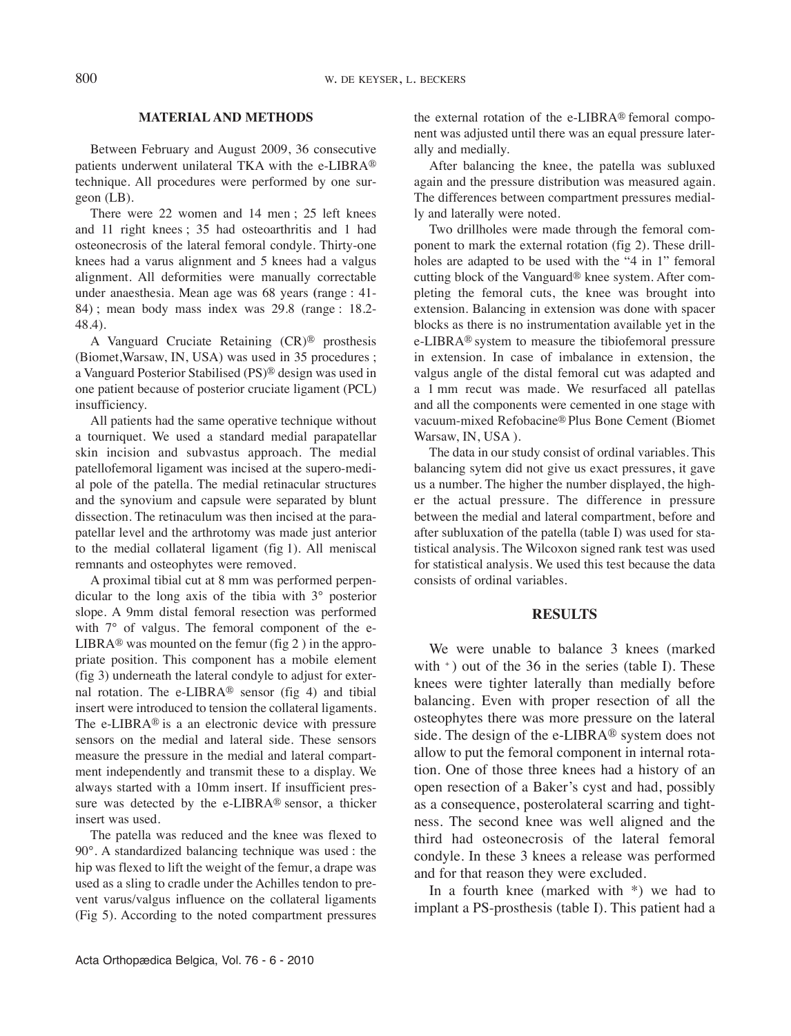## MATERIAL AND METHODS

Between February and August 2009, 36 consecutive patients underwent unilateral TKA with the e-LIBRA® technique. All procedures were performed by one surgeon (LB).

There were 22 women and 14 men ; 25 left knees and 11 right knees ; 35 had osteoarthritis and 1 had osteonecrosis of the lateral femoral condyle. Thirty-one knees had a varus alignment and 5 knees had a valgus alignment. All deformities were manually correctable under anaesthesia. Mean age was 68 years (range : 41-84) ; mean body mass index was 29.8 (range : 18.2-48.4).

A Vanguard Cruciate Retaining (CR)® prosthesis (Biomet,Warsaw, IN, USA) was used in 35 procedures ; a Vanguard Posterior Stabilised (PS)® design was used in one patient because of posterior cruciate ligament (PCL) insufficiency.

All patients had the same operative technique without a tourniquet. We used a standard medial parapatellar skin incision and subvastus approach. The medial patellofemoral ligament was incised at the supero-medial pole of the patella. The medial retinacular structures and the synovium and capsule were separated by blunt dissection. The retinaculum was then incised at the parapatellar level and the arthrotomy was made just anterior to the medial collateral ligament (fig 1). All meniscal remnants and osteophytes were removed.

A proximal tibial cut at 8 mm was performed perpendicular to the long axis of the tibia with 3° posterior slope. A 9mm distal femoral resection was performed with 7° of valgus. The femoral component of the e-LIBRA® was mounted on the femur (fig 2 ) in the appropriate position. This component has a mobile element (fig 3) underneath the lateral condyle to adjust for external rotation. The e-LIBRA® sensor (fig 4) and tibial insert were introduced to tension the collateral ligaments. The e-LIBRA® is a an electronic device with pressure sensors on the medial and lateral side. These sensors measure the pressure in the medial and lateral compartment independently and transmit these to a display. We always started with a 10mm insert. If insufficient pressure was detected by the e-LIBRA® sensor, a thicker insert was used.

The patella was reduced and the knee was flexed to 90°. A standardized balancing technique was used : the hip was flexed to lift the weight of the femur, a drape was used as a sling to cradle under the Achilles tendon to prevent varus/valgus influence on the collateral ligaments (Fig 5). According to the noted compartment pressures the external rotation of the e-LIBRA® femoral component was adjusted until there was an equal pressure laterally and medially.

After balancing the knee, the patella was subluxed again and the pressure distribution was measured again. The differences between compartment pressures medially and laterally were noted.

Two drillholes were made through the femoral component to mark the external rotation (fig 2). These drillholes are adapted to be used with the "4 in 1" femoral cutting block of the Vanguard® knee system. After completing the femoral cuts, the knee was brought into extension. Balancing in extension was done with spacer blocks as there is no instrumentation available yet in the e-LIBRA® system to measure the tibiofemoral pressure in extension. In case of imbalance in extension, the valgus angle of the distal femoral cut was adapted and a 1 mm recut was made. We resurfaced all patellas and all the components were cemented in one stage with vacuum-mixed Refobacine® Plus Bone Cement (Biomet Warsaw, IN, USA ).

The data in our study consist of ordinal variables. This balancing sytem did not give us exact pressures, it gave us a number. The higher the number displayed, the higher the actual pressure. The difference in pressure between the medial and lateral compartment, before and after subluxation of the patella (table I) was used for statistical analysis. The Wilcoxon signed rank test was used for statistical analysis. We used this test because the data consists of ordinal variables.

## RESULTS

We were unable to balance 3 knees (marked with $^{+}$) out of the 36 in the series (table I). These knees were tighter laterally than medially before balancing. Even with proper resection of all the osteophytes there was more pressure on the lateral side. The design of the e-LIBRA® system does not allow to put the femoral component in internal rotation. One of those three knees had a history of an open resection of a Baker's cyst and had, possibly as a consequence, posterolateral scarring and tightness. The second knee was well aligned and the third had osteonecrosis of the lateral femoral condyle. In these 3 knees a release was performed and for that reason they were excluded.

In a fourth knee (marked with *) we had to implant a PS-prosthesis (table I). This patient had a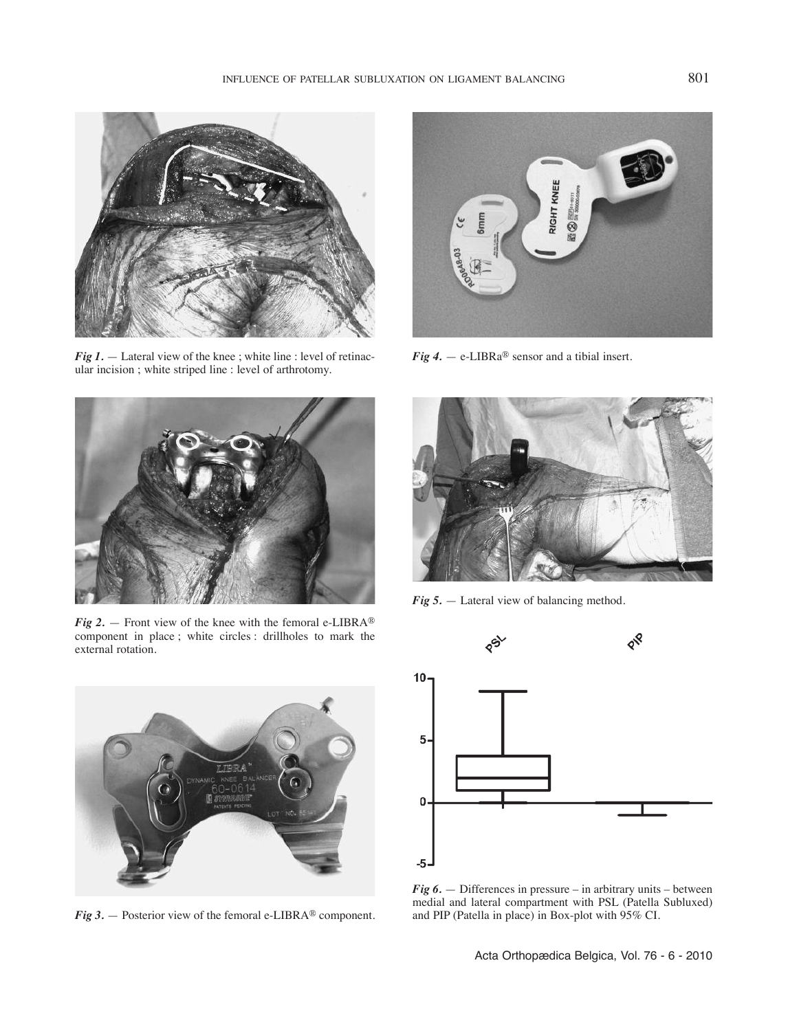*Fig 1.* — Lateral view of the knee ; white line : level of retinacular incision ; white striped line : level of arthrotomy.

*Fig 2.* — Front view of the knee with the femoral e-LIBRA® component in place ; white circles : drillholes to mark the external rotation.

*Fig 3.* — Posterior view of the femoral e-LIBRA® component.

*Fig 4.* — e-LIBRa® sensor and a tibial insert.

*Fig 5.* — Lateral view of balancing method.

*Fig 6.* — Differences in pressure – in arbitrary units – between medial and lateral compartment with PSL (Patella Subluxed) and PIP (Patella in place) in Box-plot with 95% CI.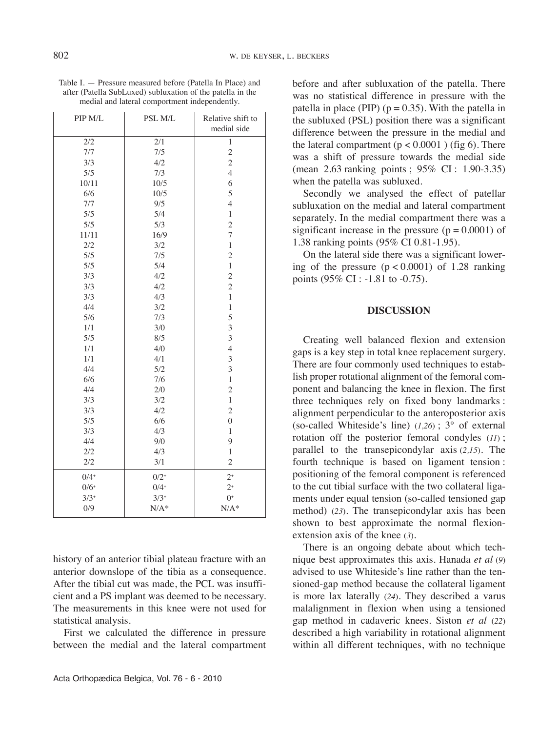Table I. — Pressure measured before (Patella In Place) and after (Patella SubLuxed) subluxation of the patella in the medial and lateral comportment independently.

| PIP M/L | PSL M/L | Relative shift to medial side |
|---|---|---|
| 2/2 | 2/1 | 1 |
| 7/7 | 7/5 | 2 |
| 3/3 | 4/2 | 2 |
| 5/5 | 7/3 | 4 |
| 10/11 | 10/5 | 6 |
| 6/6 | 10/5 | 5 |
| 7/7 | 9/5 | 4 |
| 5/5 | 5/4 | 1 |
| 5/5 | 5/3 | 2 |
| 11/11 | 16/9 | 7 |
| 2/2 | 3/2 | 1 |
| 5/5 | 7/5 | 2 |
| 5/5 | 5/4 | 1 |
| 3/3 | 4/2 | 2 |
| 3/3 | 4/2 | 2 |
| 3/3 | 4/3 | 1 |
| 4/4 | 3/2 | 1 |
| 5/6 | 7/3 | 5 |
| 1/1 | 3/0 | 3 |
| 5/5 | 8/5 | 3 |
| 1/1 | 4/0 | 4 |
| 1/1 | 4/1 | 3 |
| 4/4 | 5/2 | 3 |
| 6/6 | 7/6 | 1 |
| 4/4 | 2/0 | 2 |
| 3/3 | 3/2 | 1 |
| 3/3 | 4/2 | 2 |
| 5/5 | 6/6 | 0 |
| 3/3 | 4/3 | 1 |
| 4/4 | 9/0 | 9 |
| 2/2 | 4/3 | 1 |
| 2/2 | 3/1 | 2 |
| 0/4+ | 0/2+ | 2+ |
| 0/6+ | 0/4+ | 2+ |
| 3/3+ | 3/3+ | 0+ |
| 0/9 | N/A* | N/A* |

history of an anterior tibial plateau fracture with an anterior downslope of the tibia as a consequence. After the tibial cut was made, the PCL was insufficient and a PS implant was deemed to be necessary. The measurements in this knee were not used for statistical analysis.

First we calculated the difference in pressure between the medial and the lateral compartment before and after subluxation of the patella. There was no statistical difference in pressure with the patella in place (PIP) ($p = 0.35$). With the patella in the subluxed (PSL) position there was a significant difference between the pressure in the medial and the lateral compartment ($p < 0.0001$) (fig 6). There was a shift of pressure towards the medial side (mean 2.63 ranking points ; 95% CI : 1.90-3.35) when the patella was subluxed.

Secondly we analysed the effect of patellar subluxation on the medial and lateral compartment separately. In the medial compartment there was a significant increase in the pressure ($p = 0.0001$) of 1.38 ranking points (95% CI 0.81-1.95).

On the lateral side there was a significant lowering of the pressure ($p < 0.0001$) of 1.28 ranking points (95% CI : -1.81 to -0.75).

## DISCUSSION

Creating well balanced flexion and extension gaps is a key step in total knee replacement surgery. There are four commonly used techniques to establish proper rotational alignment of the femoral component and balancing the knee in flexion. The first three techniques rely on fixed bony landmarks : alignment perpendicular to the anteroposterior axis (so-called Whiteside's line) (*1,26*) ; 3° of external rotation off the posterior femoral condyles (*11*) ; parallel to the transepicondylar axis (*2,15*). The fourth technique is based on ligament tension : positioning of the femoral component is referenced to the cut tibial surface with the two collateral ligaments under equal tension (so-called tensioned gap method) (*23*). The transepicondylar axis has been shown to best approximate the normal flexion-extension axis of the knee (*3*).

There is an ongoing debate about which technique best approximates this axis. Hanada *et al* (*9*) advised to use Whiteside's line rather than the tensioned-gap method because the collateral ligament is more lax laterally (*24*). They described a varus malalignment in flexion when using a tensioned gap method in cadaveric knees. Siston *et al* (*22*) described a high variability in rotational alignment within all different techniques, with no technique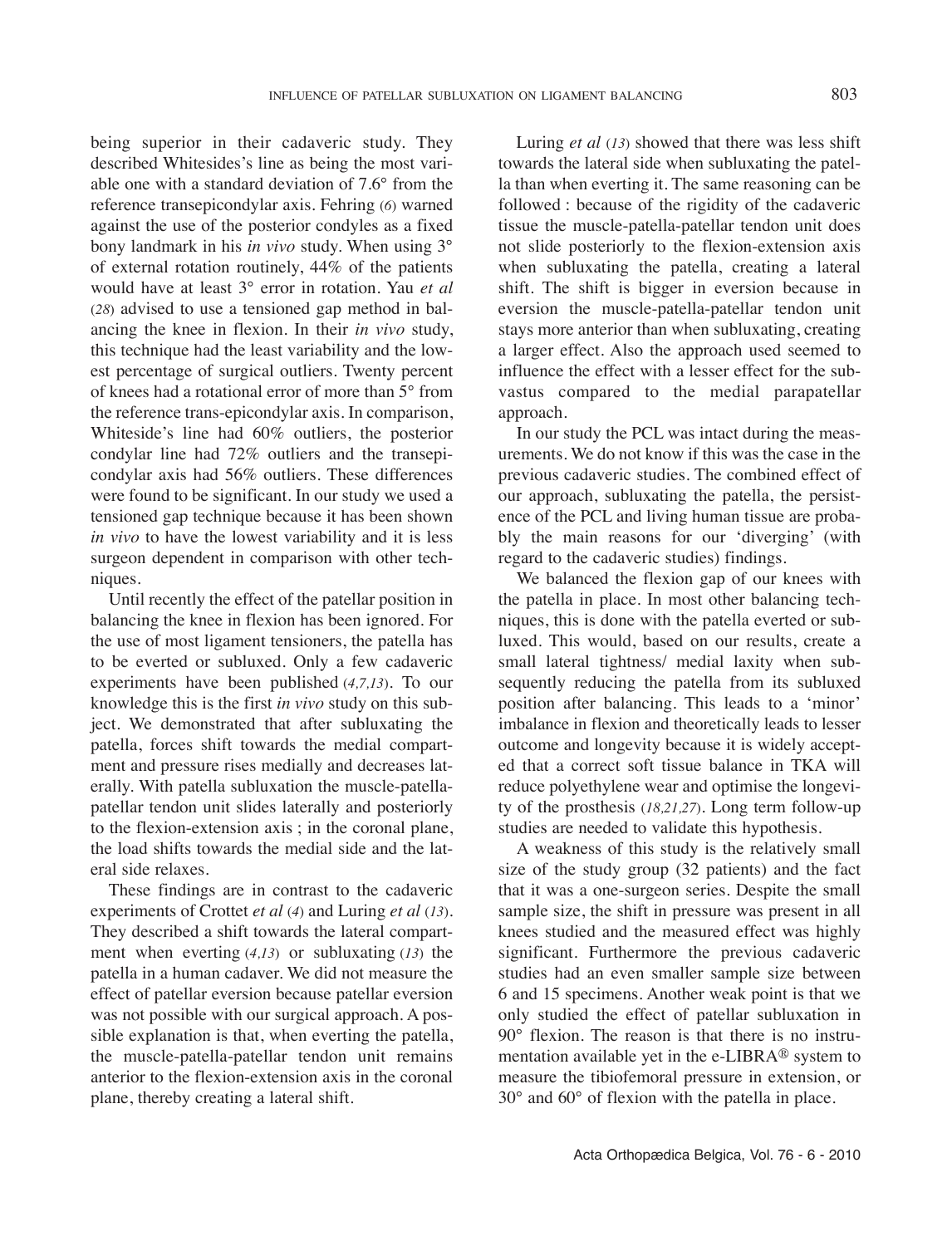being superior in their cadaveric study. They described Whitesides's line as being the most variable one with a standard deviation of 7.6° from the reference transepicondylar axis. Fehring (6) warned against the use of the posterior condyles as a fixed bony landmark in his *in vivo* study. When using 3° of external rotation routinely, 44% of the patients would have at least 3° error in rotation. Yau *et al* (28) advised to use a tensioned gap method in balancing the knee in flexion. In their *in vivo* study, this technique had the least variability and the lowest percentage of surgical outliers. Twenty percent of knees had a rotational error of more than 5° from the reference trans-epicondylar axis. In comparison, Whiteside's line had 60% outliers, the posterior condylar line had 72% outliers and the transepicondylar axis had 56% outliers. These differences were found to be significant. In our study we used a tensioned gap technique because it has been shown *in vivo* to have the lowest variability and it is less surgeon dependent in comparison with other techniques.

Until recently the effect of the patellar position in balancing the knee in flexion has been ignored. For the use of most ligament tensioners, the patella has to be everted or subluxed. Only a few cadaveric experiments have been published (*4,7,13*). To our knowledge this is the first *in vivo* study on this subject. We demonstrated that after subluxating the patella, forces shift towards the medial compartment and pressure rises medially and decreases laterally. With patella subluxation the muscle-patella-patellar tendon unit slides laterally and posteriorly to the flexion-extension axis ; in the coronal plane, the load shifts towards the medial side and the lateral side relaxes.

These findings are in contrast to the cadaveric experiments of Crottet *et al* (*4*) and Luring *et al* (*13*). They described a shift towards the lateral compartment when everting (*4,13*) or subluxating (*13*) the patella in a human cadaver. We did not measure the effect of patellar eversion because patellar eversion was not possible with our surgical approach. A possible explanation is that, when everting the patella, the muscle-patella-patellar tendon unit remains anterior to the flexion-extension axis in the coronal plane, thereby creating a lateral shift.

Luring *et al* (*13*) showed that there was less shift towards the lateral side when subluxating the patella than when everting it. The same reasoning can be followed : because of the rigidity of the cadaveric tissue the muscle-patella-patellar tendon unit does not slide posteriorly to the flexion-extension axis when subluxating the patella, creating a lateral shift. The shift is bigger in eversion because in eversion the muscle-patella-patellar tendon unit stays more anterior than when subluxating, creating a larger effect. Also the approach used seemed to influence the effect with a lesser effect for the subvastus compared to the medial parapatellar approach.

In our study the PCL was intact during the measurements. We do not know if this was the case in the previous cadaveric studies. The combined effect of our approach, subluxating the patella, the persistence of the PCL and living human tissue are probably the main reasons for our 'diverging' (with regard to the cadaveric studies) findings.

We balanced the flexion gap of our knees with the patella in place. In most other balancing techniques, this is done with the patella everted or subluxed. This would, based on our results, create a small lateral tightness/ medial laxity when subsequently reducing the patella from its subluxed position after balancing. This leads to a 'minor' imbalance in flexion and theoretically leads to lesser outcome and longevity because it is widely accepted that a correct soft tissue balance in TKA will reduce polyethylene wear and optimise the longevity of the prosthesis (*18,21,27*). Long term follow-up studies are needed to validate this hypothesis.

A weakness of this study is the relatively small size of the study group (32 patients) and the fact that it was a one-surgeon series. Despite the small sample size, the shift in pressure was present in all knees studied and the measured effect was highly significant. Furthermore the previous cadaveric studies had an even smaller sample size between 6 and 15 specimens. Another weak point is that we only studied the effect of patellar subluxation in 90° flexion. The reason is that there is no instrumentation available yet in the e-LIBRA® system to measure the tibiofemoral pressure in extension, or 30° and 60° of flexion with the patella in place.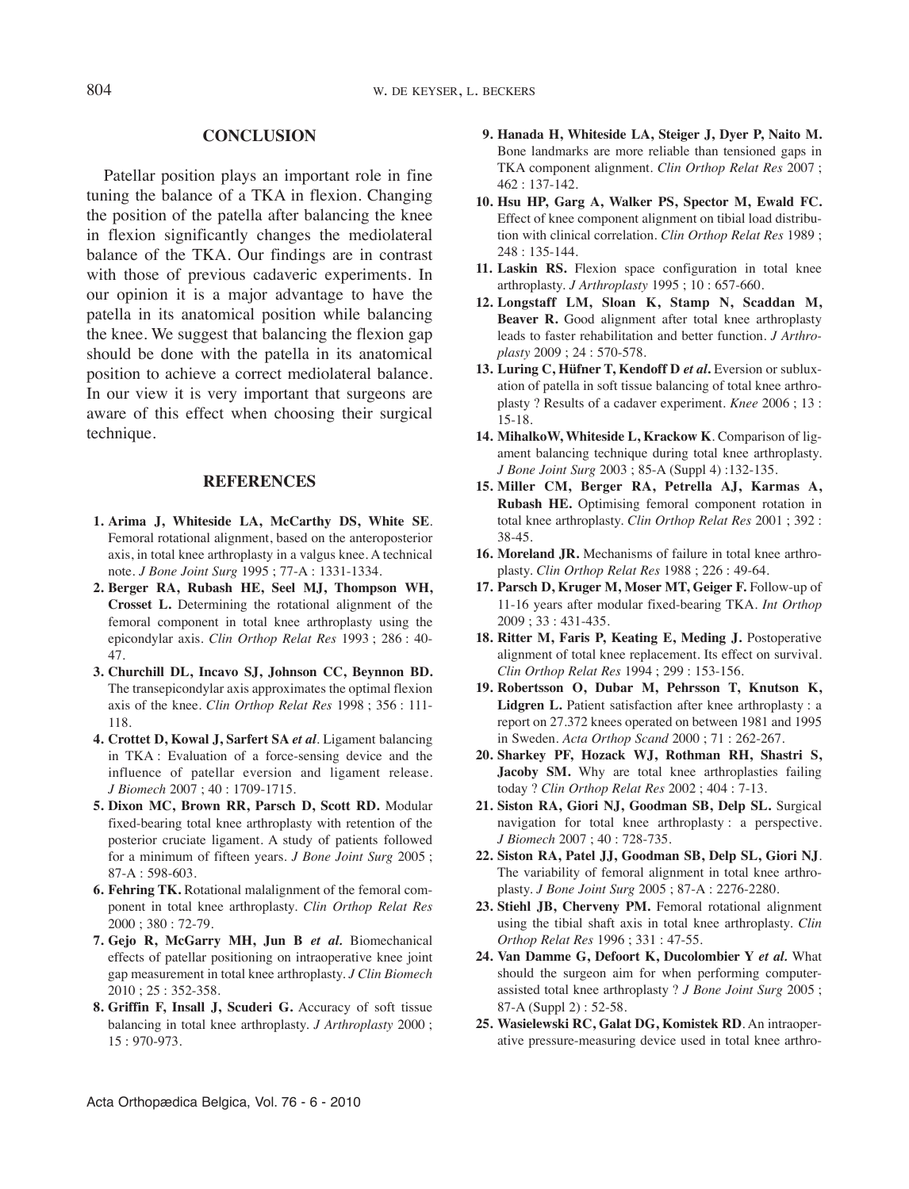## CONCLUSION

Patellar position plays an important role in fine tuning the balance of a TKA in flexion. Changing the position of the patella after balancing the knee in flexion significantly changes the mediolateral balance of the TKA. Our findings are in contrast with those of previous cadaveric experiments. In our opinion it is a major advantage to have the patella in its anatomical position while balancing the knee. We suggest that balancing the flexion gap should be done with the patella in its anatomical position to achieve a correct mediolateral balance. In our view it is very important that surgeons are aware of this effect when choosing their surgical technique.

## REFERENCES

1. **Arima J, Whiteside LA, McCarthy DS, White SE**. Femoral rotational alignment, based on the anteroposterior axis, in total knee arthroplasty in a valgus knee. A technical note. *J Bone Joint Surg* 1995 ; 77-A : 1331-1334.
2. **Berger RA, Rubash HE, Seel MJ, Thompson WH, Crosset L.** Determining the rotational alignment of the femoral component in total knee arthroplasty using the epicondylar axis. *Clin Orthop Relat Res* 1993 ; 286 : 40-47.
3. **Churchill DL, Incavo SJ, Johnson CC, Beynnon BD.** The transepicondylar axis approximates the optimal flexion axis of the knee. *Clin Orthop Relat Res* 1998 ; 356 : 111-118.
4. **Crottet D, Kowal J, Sarfert SA *et al*.** Ligament balancing in TKA : Evaluation of a force-sensing device and the influence of patellar eversion and ligament release. *J Biomech* 2007 ; 40 : 1709-1715.
5. **Dixon MC, Brown RR, Parsch D, Scott RD.** Modular fixed-bearing total knee arthroplasty with retention of the posterior cruciate ligament. A study of patients followed for a minimum of fifteen years. *J Bone Joint Surg* 2005 ; 87-A : 598-603.
6. **Fehring TK.** Rotational malalignment of the femoral component in total knee arthroplasty. *Clin Orthop Relat Res* 2000 ; 380 : 72-79.
7. **Gejo R, McGarry MH, Jun B *et al.*** Biomechanical effects of patellar positioning on intraoperative knee joint gap measurement in total knee arthroplasty. *J Clin Biomech* 2010 ; 25 : 352-358.
8. **Griffin F, Insall J, Scuderi G.** Accuracy of soft tissue balancing in total knee arthroplasty. *J Arthroplasty* 2000 ; 15 : 970-973.
9. **Hanada H, Whiteside LA, Steiger J, Dyer P, Naito M.** Bone landmarks are more reliable than tensioned gaps in TKA component alignment. *Clin Orthop Relat Res* 2007 ; 462 : 137-142.
10. **Hsu HP, Garg A, Walker PS, Spector M, Ewald FC.** Effect of knee component alignment on tibial load distribution with clinical correlation. *Clin Orthop Relat Res* 1989 ; 248 : 135-144.
11. **Laskin RS.** Flexion space configuration in total knee arthroplasty. *J Arthroplasty* 1995 ; 10 : 657-660.
12. **Longstaff LM, Sloan K, Stamp N, Scaddan M, Beaver R.** Good alignment after total knee arthroplasty leads to faster rehabilitation and better function. *J Arthroplasty* 2009 ; 24 : 570-578.
13. **Luring C, Hüfner T, Kendoff D *et al.*** Eversion or subluxation of patella in soft tissue balancing of total knee arthroplasty ? Results of a cadaver experiment. *Knee* 2006 ; 13 : 15-18.
14. **MihalkoW, Whiteside L, Krackow K**. Comparison of ligament balancing technique during total knee arthroplasty. *J Bone Joint Surg* 2003 ; 85-A (Suppl 4) :132-135.
15. **Miller CM, Berger RA, Petrella AJ, Karmas A, Rubash HE.** Optimising femoral component rotation in total knee arthroplasty. *Clin Orthop Relat Res* 2001 ; 392 : 38-45.
16. **Moreland JR.** Mechanisms of failure in total knee arthroplasty. *Clin Orthop Relat Res* 1988 ; 226 : 49-64.
17. **Parsch D, Kruger M, Moser MT, Geiger F.** Follow-up of 11-16 years after modular fixed-bearing TKA. *Int Orthop* 2009 ; 33 : 431-435.
18. **Ritter M, Faris P, Keating E, Meding J.** Postoperative alignment of total knee replacement. Its effect on survival. *Clin Orthop Relat Res* 1994 ; 299 : 153-156.
19. **Robertsson O, Dubar M, Pehrsson T, Knutson K, Lidgren L.** Patient satisfaction after knee arthroplasty : a report on 27.372 knees operated on between 1981 and 1995 in Sweden. *Acta Orthop Scand* 2000 ; 71 : 262-267.
20. **Sharkey PF, Hozack WJ, Rothman RH, Shastri S, Jacoby SM.** Why are total knee arthroplasties failing today ? *Clin Orthop Relat Res* 2002 ; 404 : 7-13.
21. **Siston RA, Giori NJ, Goodman SB, Delp SL.** Surgical navigation for total knee arthroplasty : a perspective. *J Biomech* 2007 ; 40 : 728-735.
22. **Siston RA, Patel JJ, Goodman SB, Delp SL, Giori NJ**. The variability of femoral alignment in total knee arthroplasty. *J Bone Joint Surg* 2005 ; 87-A : 2276-2280.
23. **Stiehl JB, Cherveny PM.** Femoral rotational alignment using the tibial shaft axis in total knee arthroplasty. *Clin Orthop Relat Res* 1996 ; 331 : 47-55.
24. **Van Damme G, Defoort K, Ducolombier Y *et al.*** What should the surgeon aim for when performing computer-assisted total knee arthroplasty ? *J Bone Joint Surg* 2005 ; 87-A (Suppl 2) : 52-58.
25. **Wasielewski RC, Galat DG, Komistek RD**. An intraoperative pressure-measuring device used in total knee arthro-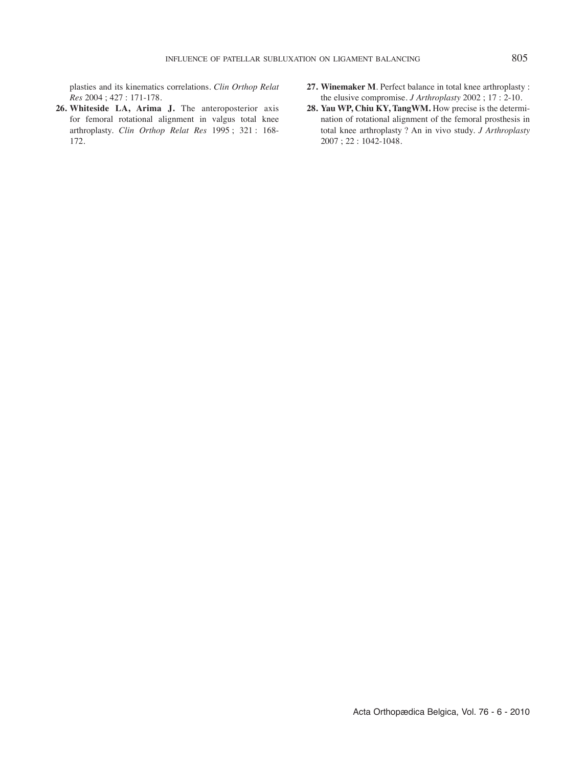plasties and its kinematics correlations. *Clin Orthop Relat Res* 2004 ; 427 : 171-178.

26. **Whiteside LA, Arima J.** The anteroposterior axis for femoral rotational alignment in valgus total knee arthroplasty. *Clin Orthop Relat Res* 1995 ; 321 : 168-172.

27. **Winemaker M**. Perfect balance in total knee arthroplasty : the elusive compromise. *J Arthroplasty* 2002 ; 17 : 2-10.

28. **Yau WP, Chiu KY, TangWM.** How precise is the determination of rotational alignment of the femoral prosthesis in total knee arthroplasty ? An in vivo study. *J Arthroplasty* 2007 ; 22 : 1042-1048.